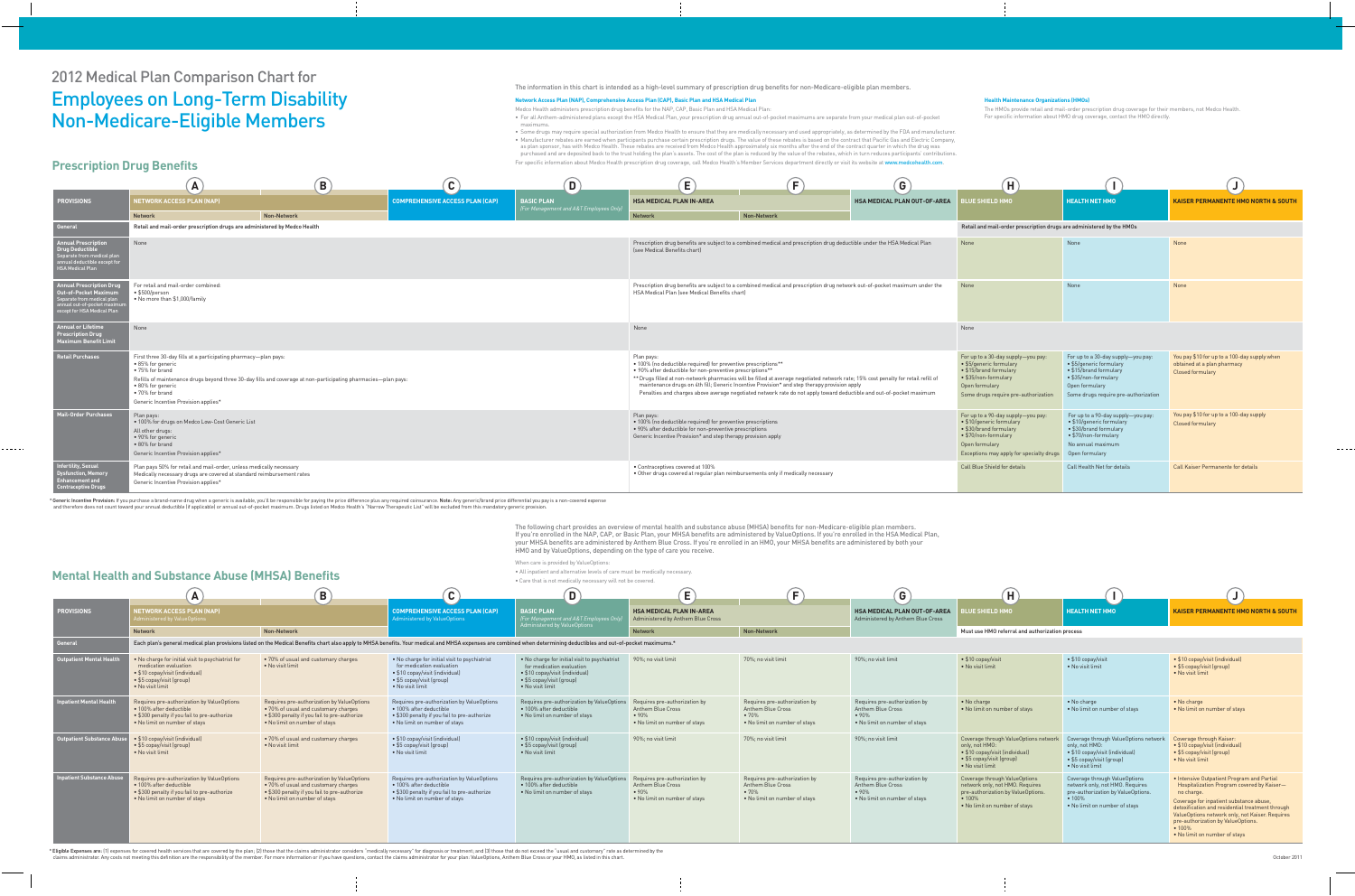# 2012 Medical Plan Comparison Chart for

# Employees on Long-Term Disability Non-Medicare-Eligible Members

The information in this chart is intended as a high-level summary of prescription drug benefits for non-Medicare-eligible plan members.

**Network Access Plan (NAP), Comprehensive Access Plan (CAP), Basic Plan and HSA Medical Plan**

Medco Health administers prescription drug benefits for the NAP, CAP, Basic Plan and HSA Medical Plan:

- For all Anthem-administered plans except the HSA Medical Plan, your prescription drug annual out-of-pocket maximums are separate from your medical plan out-of-pocket maximums.
- Some drugs may require special authorization from Medco Health to ensure that they are medically necessary and used appropriately, as determined by the FDA and manufacturer.
- Manufacturer rebates are earned when participants purchase certain prescription drugs. The value of these rebates is based on the contract that Pacific Gas and Electric Company, as plan sponsor, has with Medco Health. These rebates are received from Medco Health approximately six months after the end of the contract quarter in which the drug was purchased and are deposited back to the trust holding the plan's assets. The cost of the plan is reduced by the value of the rebates, which in turn reduces participants' contributions.

For specific information about Medco Health prescription drug coverage, call Medco Health's Member Services department directly or visit its website at **www.medcohealth.com**.

**Health Maintenance Organizations (HMOs)**

The HMOs provide retail and mail-order prescription drug coverage for their members, not Medco Health. For specific information about HMO drug coverage, contact the HMO directly.

## Prescription Drug Benefits

| PROVISIONS | A | B | C | D | E | F | G | H | I | J |
|---|---|---|---|---|---|---|---|---|---|---|
| | NETWORK ACCESS PLAN (NAP) | | COMPREHENSIVE ACCESS PLAN (CAP) | BASIC PLAN (For Management and A&T Employees Only) | HSA MEDICAL PLAN IN-AREA | | HSA MEDICAL PLAN OUT-OF-AREA | BLUE SHIELD HMO | HEALTH NET HMO | KAISER PERMANENTE HMO NORTH & SOUTH |
| | Network | Non-Network | | | Network | Non-Network | | | | |
| General | Retail and mail-order prescription drugs are administered by Medco Health | | | | | | | Retail and mail-order prescription drugs are administered by the HMOs | | |
| Annual Prescription Drug Deductible (Separate from medical plan annual deductible except for HSA Medical Plan) | None | | | | Prescription drug benefits are subject to a combined medical and prescription drug deductible under the HSA Medical Plan (see Medical Benefits chart) | | | None | None | None |
| Annual Prescription Drug Out-of-Pocket Maximum (Separate from medical plan annual out-of-pocket maximum except for HSA Medical Plan) | For retail and mail-order combined:<br>• $500/person<br>• No more than $1,000/family | | | | Prescription drug benefits are subject to a combined medical and prescription drug network out-of-pocket maximum under the HSA Medical Plan (see Medical Benefits chart) | | | None | None | None |
| Annual or Lifetime Prescription Drug Maximum Benefit Limit | None | | | | None | | | None | | |
| Retail Purchases | First three 30-day fills at a participating pharmacy—plan pays:<br>• 85% for generic<br>• 75% for brand<br>Refills of maintenance drugs beyond three 30-day fills and coverage at non-participating pharmacies—plan pays:<br>• 80% for generic<br>• 70% for brand<br>Generic Incentive Provision applies* | | | | Plan pays:<br>• 100% (no deductible required) for preventive prescriptions**<br>• 90% after deductible for non-preventive prescriptions**<br>** Drugs filled at non-network pharmacies will be filled at average negotiated network rate; 15% cost penalty for retail refill of maintenance drugs on 4th fill; Generic Incentive Provision* and step therapy provision apply<br>Penalties and charges above average negotiated network rate do not apply toward deductible and out-of-pocket maximum | | | For up to a 30-day supply—you pay:<br>• $5/generic formulary<br>• $15/brand formulary<br>• $25/non-formulary<br>Open formulary<br>Some drugs require pre-authorization | For up to a 30-day supply—you pay:<br>• $5/generic formulary<br>• $15/brand formulary<br>• $35/non-formulary<br>Open formulary<br>Some drugs require pre-authorization | You pay $10 for up to a 100-day supply when obtained at a plan pharmacy<br>Closed formulary |
| Mail-Order Purchases | Plan pays:<br>• 100% for drugs on Medco Low-Cost Generic List<br>All other drugs:<br>• 90% for generic<br>• 80% for brand<br>Generic Incentive Provision applies* | | | | Plan pays:<br>• 100% (no deductible required) for preventive prescriptions<br>• 90% after deductible for non-preventive prescriptions<br>Generic Incentive Provision* and step therapy provision apply | | | For up to a 90-day supply—you pay:<br>• $10/generic formulary<br>• $30/brand formulary<br>• $70/non-formulary<br>Open formulary<br>Exceptions may apply for specialty drugs | For up to a 90-day supply—you pay:<br>• $10/generic formulary<br>• $30/brand formulary<br>• $70/non-formulary<br>No annual maximum<br>Open formulary | You pay $10 for up to a 100-day supply<br>Closed formulary |
| Infertility, Sexual Dysfunction, Memory Enhancement and Contraceptive Drugs | Plan pays 50% for retail and mail-order, unless medically necessary<br>Medically necessary drugs are covered at standard reimbursement rates<br>Generic Incentive Provision applies* | | | | • Contraceptives covered at 100%<br>• Other drugs covered at regular plan reimbursements only if medically necessary | | | Call Blue Shield for details | Call Health Net for details | Call Kaiser Permanente for details |

\* **Generic Incentive Provision:** If you purchase a brand-name drug when a generic is available, you'll be responsible for paying the price difference plus any required coinsurance. **Note:** Any generic/brand price differential you pay is a non-covered expense and therefore does not count toward your annual deductible (if applicable) or annual out-of-pocket maximum. Drugs listed on Medco Health's "Narrow Therapeutic List" will be excluded from this mandatory generic provision.

## Mental Health and Substance Abuse (MHSA) Benefits

The following chart provides an overview of mental health and substance abuse (MHSA) benefits for non-Medicare-eligible plan members. If you're enrolled in the NAP, CAP, or Basic Plan, your MHSA benefits are administered by ValueOptions. If you're enrolled in the HSA Medical Plan, your MHSA benefits are administered by Anthem Blue Cross. If you're enrolled in an HMO, your MHSA benefits are administered by both your HMO and by ValueOptions, depending on the type of care you receive.

When care is provided by ValueOptions:

- All inpatient and alternative levels of care must be medically necessary.
- Care that is not medically necessary will not be covered.

| PROVISIONS | A | B | C | D | E | F | G | H | I | J |
|---|---|---|---|---|---|---|---|---|---|---|
| | NETWORK ACCESS PLAN (NAP) Administered by ValueOptions | | COMPREHENSIVE ACCESS PLAN (CAP) Administered by ValueOptions | BASIC PLAN (For Management and A&T Employees Only) Administered by ValueOptions | HSA MEDICAL PLAN IN-AREA Administered by Anthem Blue Cross | | HSA MEDICAL PLAN OUT-OF-AREA Administered by Anthem Blue Cross | BLUE SHIELD HMO | HEALTH NET HMO | KAISER PERMANENTE HMO NORTH & SOUTH |
| | Network | Non-Network | | | Network | Non-Network | | Must use HMO referral and authorization process | | |
| General | Each plan's general medical plan provisions listed on the Medical Benefits chart also apply to MHSA benefits. Your medical and MHSA expenses are combined when determining deductibles and out-of-pocket maximums.* | | | | | | | | | |
| Outpatient Mental Health | • No charge for initial visit to psychiatrist for medication evaluation<br>• $10 copay/visit (individual)<br>• $5 copay/visit (group)<br>• No visit limit | • 70% of usual and customary charges<br>• No visit limit | • No charge for initial visit to psychiatrist for medication evaluation<br>• $10 copay/visit (individual)<br>• $5 copay/visit (group)<br>• No visit limit | • No charge for initial visit to psychiatrist for medication evaluation<br>• $10 copay/visit (individual)<br>• $5 copay/visit (group)<br>• No visit limit | 90%; no visit limit | 70%; no visit limit | 90%; no visit limit | • $10 copay/visit<br>• No visit limit | • $10 copay/visit<br>• No visit limit | • $10 copay/visit (individual)<br>• $5 copay/visit (group)<br>• No visit limit |
| Inpatient Mental Health | Requires pre-authorization by ValueOptions<br>• 100% after deductible<br>• $300 penalty if you fail to pre-authorize<br>• No limit on number of stays | Requires pre-authorization by ValueOptions<br>• 70% of usual and customary charges<br>• $300 penalty if you fail to pre-authorize<br>• No limit on number of stays | Requires pre-authorization by ValueOptions<br>• 100% after deductible<br>• $300 penalty if you fail to pre-authorize<br>• No limit on number of stays | Requires pre-authorization by ValueOptions<br>• 100% after deductible<br>• No limit on number of stays | Requires pre-authorization by Anthem Blue Cross<br>• 90%<br>• No limit on number of stays | Requires pre-authorization by Anthem Blue Cross<br>• 70%<br>• No limit on number of stays | Requires pre-authorization by Anthem Blue Cross<br>• 90%<br>• No limit on number of stays | • No charge<br>• No limit on number of stays | • No charge<br>• No limit on number of stays | • No charge<br>• No limit on number of stays |
| Outpatient Substance Abuse | • $10 copay/visit (individual)<br>• $5 copay/visit (group)<br>• No visit limit | • 70% of usual and customary charges<br>• No visit limit | • $10 copay/visit (individual)<br>• $5 copay/visit (group)<br>• No visit limit | • $10 copay/visit (individual)<br>• $5 copay/visit (group)<br>• No visit limit | 90%; no visit limit | 70%; no visit limit | 90%; no visit limit | Coverage through ValueOptions network only, not HMO:<br>• $10 copay/visit (individual)<br>• $5 copay/visit (group)<br>• No visit limit | Coverage through ValueOptions network only, not HMO:<br>• $10 copay/visit (individual)<br>• $5 copay/visit (group)<br>• No visit limit | Coverage through Kaiser:<br>• $10 copay/visit (individual)<br>• $5 copay/visit (group)<br>• No visit limit |
| Inpatient Substance Abuse | Requires pre-authorization by ValueOptions<br>• 100% after deductible<br>• $300 penalty if you fail to pre-authorize<br>• No limit on number of stays | Requires pre-authorization by ValueOptions<br>• 70% of usual and customary charges<br>• $300 penalty if you fail to pre-authorize<br>• No limit on number of stays | Requires pre-authorization by ValueOptions<br>• 100% after deductible<br>• $300 penalty if you fail to pre-authorize<br>• No limit on number of stays | Requires pre-authorization by ValueOptions<br>• 100% after deductible<br>• No limit on number of stays | Requires pre-authorization by Anthem Blue Cross<br>• 90%<br>• No limit on number of stays | Requires pre-authorization by Anthem Blue Cross<br>• 70%<br>• No limit on number of stays | Requires pre-authorization by Anthem Blue Cross<br>• 90%<br>• No limit on number of stays | Coverage through ValueOptions network only, not HMO. Requires pre-authorization by ValueOptions.<br>• 100%<br>• No limit on number of stays | Coverage through ValueOptions network only, not HMO. Requires pre-authorization by ValueOptions.<br>• 100%<br>• No limit on number of stays | • Intensive Outpatient Program and Partial Hospitalization Program covered by Kaiser—no charge.<br>Coverage for inpatient substance abuse, detoxification and residential treatment through ValueOptions network only, not Kaiser. Requires pre-authorization by ValueOptions.<br>• 100%<br>• No limit on number of stays |

\* **Eligible Expenses are:** (1) expenses for covered health services that are covered by the plan; (2) those that the claims administrator considers "medically necessary" for diagnosis or treatment; and (3) those that do not exceed the "usual and customary" rate as determined by the claims administrator. Any costs not meeting this definition are the responsibility of the member. For more information or if you have questions, contact the claims administrator for your plan: ValueOptions, Anthem Blue Cross or your HMO, as listed in this chart.

October 2011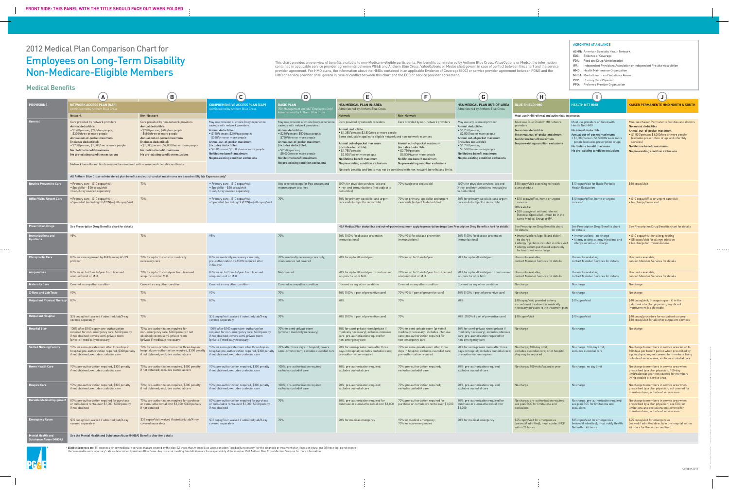FRONT SIDE: THIS PANEL WITH THE TITLE SHOULD FACE OUT WHEN FOLDED

# 2012 Medical Plan Comparison Chart for Employees on Long-Term Disability Non-Medicare-Eligible Members

This chart provides an overview of benefits available to non-Medicare-eligible participants. For benefits administered by Anthem Blue Cross, ValueOptions or Medco, the information contained in applicable service provider agreements between PG&E and Anthem Blue Cross, ValueOptions or Medco shall govern in case of conflict between this chart and the service provider agreement. For HMO plans, the information about the HMOs contained in an applicable Evidence of Coverage (EOC) or service provider agreement between PG&E and the HMO or service provider shall govern in case of conflict between this chart and the EOC or service provider agreement.

**ACRONYMS AT A GLANCE**

- **ASHN:** American Specialty Health Network
- **EOC:** Evidence of Coverage
- **FDA:** Food and Drug Administration
- **IPA:** Independent Physicians Association or Independent Practice Association
- **HMO:** Health Maintenance Organization
- **MHSA:** Mental Health and Substance Abuse
- **PCP:** Primary Care Physician
- **PPO:** Preferred Provider Organization

## Medical Benefits

| PROVISIONS | (A) NETWORK ACCESS PLAN (NAP) Administered by Anthem Blue Cross | (B) | (C) COMPREHENSIVE ACCESS PLAN (CAP) Administered by Anthem Blue Cross | (D) BASIC PLAN (For Management and A&T Employees Only) Administered by Anthem Blue Cross | (E) HSA MEDICAL PLAN IN-AREA Administered by Anthem Blue Cross | (F) | (G) HSA MEDICAL PLAN OUT-OF-AREA Administered by Anthem Blue Cross | (H) BLUE SHIELD HMO | (I) HEALTH NET HMO | (J) KAISER PERMANENTE HMO NORTH & SOUTH |
|---|---|---|---|---|---|---|---|---|---|---|
| | Network | Non-Network | | | Network | Non-Network | | Must use HMO referral and authorization process | | |
| General | Care provided by network providers<br>**Annual deductible:**<br>• $120/person; $240/two people; $320/three or more people<br>**Annual out-of-pocket maximum (includes deductible):**<br>• $750/person; $1,500/two or more people<br>**No lifetime benefit maximum**<br>**No pre-existing condition exclusions**<br>Network benefits and limits may not be combined with non-network benefits and limits<br>All Anthem Blue Cross-administered plan benefits and out-of-pocket maximums are based on Eligible Expenses only* | Care provided by non-network providers<br>**Annual deductible:**<br>• $240/person; $480/two people; $680/three or more people<br>**Annual out-of-pocket maximum (includes deductible):**<br>• $1,000/person; $2,000/two or more people<br>**No lifetime benefit maximum**<br>**No pre-existing condition exclusions** | May use provider of choice (may experience savings with network providers)<br>**Annual deductible:**<br>• $120/person; $240/two people; $320/three or more people<br>**Annual out-of-pocket maximum (includes deductible):**<br>• $750/person; $1,500/two or more people<br>**No lifetime benefit maximum**<br>**No pre-existing condition exclusions** | May use provider of choice (may experience savings with network providers)<br>**Annual deductible:**<br>• $250/person; $500/two people; $750/three or more people<br>**Annual out-of-pocket maximum (includes deductible):**<br>• $2,500/person; $5,000/two or more people<br>**No lifetime benefit maximum**<br>**No pre-existing condition exclusions** | Care provided by network providers<br>**Annual deductible:**<br>• $1,250/person; $2,500/two or more people<br>Same deductible applies to eligible network and non-network expenses<br>**Annual out-of-pocket maximum (includes deductible):**<br>• $1,750/person; $3,500/two or more people<br>**No lifetime benefit maximum**<br>**No pre-existing condition exclusions**<br>Network benefits and limits may not be combined with non-network benefits and limits | Care provided by non-network providers<br>**Annual out-of-pocket maximum (includes deductible):**<br>• $2,750/person; $5,500/two or more people<br>**No lifetime benefit maximum**<br>**No pre-existing condition exclusions** | May use any licensed provider<br>**Annual deductible:**<br>• $1,250/person; $2,500/two or more people<br>**Annual out-of-pocket maximum (includes deductible):**<br>• $1,750/person; $3,500/two or more people<br>**No lifetime benefit maximum**<br>**No pre-existing condition exclusions** | Must use Blue Shield HMO network providers<br>**No annual deductible**<br>**No annual out-of-pocket maximum**<br>**No lifetime benefit maximum**<br>**No pre-existing condition exclusions** | Must use providers affiliated with Health Net HMO<br>**No annual deductible**<br>**Annual out-of-pocket maximum:**<br>• $1,500/person; $4,500/three or more people (excludes prescription drugs)<br>**No lifetime benefit maximum**<br>**No pre-existing condition exclusions** | Must use Kaiser Permanente facilities and doctors<br>**No annual deductible**<br>**Annual out-of-pocket maximum:**<br>• $1,500/person; $3,000/two or more people (excludes prescription drugs and infertility services)<br>**No lifetime benefit maximum**<br>**No pre-existing condition exclusions** |
| Routine Preventive Care | • Primary care—$10 copay/visit<br>• Specialist—$20 copay/visit<br>• Lab/X-ray covered separately | 70% | • Primary care—$10 copay/visit<br>• Specialist—$20 copay/visit<br>• Lab/X-ray covered separately | Not covered except for Pap smears and mammogram test fees | 100% for physician services, lab and X-ray, and immunizations (not subject to deductible) | 70% (subject to deductible) | 100% for physician services, lab and X-ray, and immunizations (not subject to deductible) | $10 copay/visit according to health plan schedule | $10 copay/visit for Basic Periodic Health Evaluation | $10 copay/visit |
| Office Visits, Urgent Care | • Primary care—$10 copay/visit<br>• Specialist (including OB/GYN)—$20 copay/visit | 70% | • Primary care—$10 copay/visit<br>• Specialist (including OB/GYN)—$20 copay/visit | 70% | 90% for primary, specialist and urgent care visits (subject to deductible) | 70% for primary, specialist and urgent care visits (subject to deductible) | 90% for primary, specialist and urgent care visits (subject to deductible) | • $10 copay/office, home or urgent care visit<br>**Office visits:**<br>• $30 copay/visit without referral (Access+ Specialist)—must be in the same Medical Group or IPA | $10 copay/office, home or urgent care visit | • $10 copay/office or urgent care visit<br>• No charge/home visit |
| Prescription Drugs | See Prescription Drug Benefits chart for details | | | | HSA Medical Plan deductible and out-of-pocket maximum apply to prescription drugs (see Prescription Drug Benefits chart for details) | | | See Prescription Drug Benefits chart for details | See Prescription Drug Benefits chart for details | See Prescription Drug Benefits chart for details |
| Immunizations and Injections | 95% | 70% | 95% | 70% | 90% (100% for disease prevention immunizations) | 70% (90% for disease prevention immunizations) | 90% (100% for disease prevention immunizations) | • Immunizations (age 18 and older)—no charge<br>• Allergy injections included in office visit<br>• Allergy serum purchased separately for treatment—no charge | • Immunizations—no charge<br>• Allergy testing, allergy injections and allergy serum—no charge | • $10 copay/visit for allergy testing<br>• $5 copay/visit for allergy injection<br>• No charge for immunizations |
| Chiropractic Care | 80% for care approved by ASHN using ASHN provider | 70% for up to 15 visits for medically necessary care | 80% for medically necessary care only; pre-authorization by ASHN required after initial visit | 70%; medically necessary care only; maintenance not covered | 90% for up to 20 visits/year | 70% for up to 15 visits/year | 90% for up to 20 visits/year | Discounts available; contact Member Services for details | Discounts available; contact Member Services for details | Discounts available; contact Member Services for details |
| Acupuncture | 80% for up to 20 visits/year from licensed acupuncturist or M.D. | 70% for up to 15 visits/year from licensed acupuncturist or M.D. | 80% for up to 20 visits/year from licensed acupuncturist or M.D | Not covered | 90% for up to 20 visits/year from licensed acupuncturist or M.D. | 70% for up to 15 visits/year from licensed acupuncturist or M.D. | 90% for up to 20 visits/year from licensed acupuncturist or M.D. | Discounts available; contact Member Services for details | Discounts available; contact Member Services for details | Discounts available; contact Member Services for details |
| Maternity Care | Covered as any other condition | Covered as any other condition | Covered as any other condition | Covered as any other condition | Covered as any other condition | Covered as any other condition | Covered as any other condition | No charge | No charge | No charge |
| X-Rays and Lab Tests | 90% | 70% | 90% | 70% | 90% (100% if part of preventive care) | 70% (90% if part of preventive care) | 90% (100% if part of preventive care) | No charge | No charge | No charge |
| Outpatient Physical Therapy | 80% | 70% | 80% | 70% | 90% | 70% | 90% | $10 copay/visit; provided as long as continued treatment is medically necessary pursuant to the treatment plan | $10 copay/visit | $10 copay/visit; therapy is given if, in the judgment of a plan physician, significant improvement is achievable |
| Outpatient Hospital | $35 copay/visit; waived if admitted; lab/X-ray covered separately | 70% | $35 copay/visit; waived if admitted; lab/X-ray covered separately | 70% | 90% (100% if part of preventive care) | 70% | 90% (100% if part of preventive care) | $10 copay/visit | $10 copay/visit | $10 copay/procedure for outpatient surgery; $10 copay/visit for all other outpatient services |
| Hospital Stay | 100% after $100 copay; pre-authorization required for non-emergency care, $300 penalty if not obtained; covers semi-private room (private if medically necessary) | 70%; pre-authorization required for non-emergency care, $300 penalty if not obtained; covers semi-private room (private if medically necessary) | 100% after $100 copay; pre-authorization required for non-emergency care, $300 penalty if not obtained; covers semi-private room (private if medically necessary) | 70% for semi-private room (private if medically necessary) | 90% for semi-private room (private if medically necessary); includes intensive care; pre-authorization required for non-emergency care | 70% for semi-private room (private if medically necessary); includes intensive care; pre-authorization required for non-emergency care | 90% for semi-private room (private if medically necessary); includes intensive care; pre-authorization required for non-emergency care | No charge | No charge | No charge |
| Skilled Nursing Facility | 90% for semi-private room after three days in hospital; pre-authorization required, $300 penalty if not obtained; excludes custodial care | 70% for semi-private room after three days in hospital; pre-authorization required, $300 penalty if not obtained; excludes custodial care | 90% for semi-private room after three days in hospital; pre-authorization required, $300 penalty if not obtained; excludes custodial care | 70% after three days in hospital; covers semi-private room; excludes custodial care | 90% for semi-private room after three days in hospital; excludes custodial care; pre-authorization required | 70% for semi-private room after three days in hospital; excludes custodial care; pre-authorization required | 90% for semi-private room after three days in hospital; excludes custodial care; pre-authorization required | No charge; 100-day limit; excludes custodial care; prior hospital stay may be required | No charge; 100-day limit; excludes custodial care | No charge to members in service area for up to 100 days per benefit period when prescribed by a plan physician; not covered for members living outside of service area; excludes custodial care |
| Home Health Care | 90%; pre-authorization required, $300 penalty if not obtained; excludes custodial care | 70%; pre-authorization required, $300 penalty if not obtained; excludes custodial care | 90%; pre-authorization required, $300 penalty if not obtained; excludes custodial care | 100%; pre-authorization required; excludes custodial care | 90%; pre-authorization required; excludes custodial care | 70%; pre-authorization required; excludes custodial care | 90%; pre-authorization required; excludes custodial care | No charge; 100 visits/calendar year | No charge; no day limit | No charge to members in service area when prescribed by a plan physician; 100-day limit/calendar year; not covered for members living outside of service area |
| Hospice Care | 90%; pre-authorization required, $300 penalty if not obtained; excludes custodial care | 70%; pre-authorization required, $300 penalty if not obtained; excludes custodial care | 90%; pre-authorization required, $300 penalty if not obtained; excludes custodial care | 100%; pre-authorization required; excludes custodial care | 90%; pre-authorization required; excludes custodial care | 70%; pre-authorization required; excludes custodial care | 90%; pre-authorization required; excludes custodial care | No charge | No charge | No charge to members in service area when prescribed by a plan physician; not covered for members living outside of service area |
| Durable Medical Equipment | 80%; pre-authorization required for purchase or cumulative rental over $1,000; $300 penalty if not obtained | 70%; pre-authorization required for purchase or cumulative rental over $1,000; $300 penalty if not obtained | 80%; pre-authorization required for purchase or cumulative rental over $1,000; $300 penalty if not obtained | 70% | 90%; pre-authorization required for purchase or cumulative rental over $1,000 | 70%; pre-authorization required for purchase or cumulative rental over $1,000 | 90%; pre-authorization required for purchase or cumulative rental over $1,000 | No charge; pre-authorization required; see plan EOC for limitations and exclusions | No charge; pre-authorization required; see plan EOC for limitations and exclusions | No charge to members in service area when prescribed by a plan physician; see EOC for limitations and exclusions; not covered for members living outside of service area |
| Emergency Room | $35 copay/visit; waived if admitted; lab/X-ray covered separately | $35 copay/visit; waived if admitted; lab/X-ray covered separately | $35 copay/visit; waived if admitted; lab/X-ray covered separately | 70% | 90% for medical emergency | 90% for medical emergency; 70% for non-emergencies | 90% for medical emergency | $25 copay/visit for emergencies (waived if admitted); must contact PCP within 24 hours | $25 copay/visit for emergencies (waived if admitted); must notify Health Net within 48 hours | $25 copay/visit for emergencies (waived if admitted directly to the hospital within 24 hours for the same condition) |
| Mental Health and Substance Abuse (MHSA) | See the Mental Health and Substance Abuse (MHSA) Benefits chart for details | | | | | | | | | |

* **Eligible Expenses are:** (1) expenses for covered health services that are covered by the plan; (2) those that Anthem Blue Cross considers "medically necessary" for the diagnosis or treatment of an illness or injury; and (3) those that do not exceed the "reasonable and customary" rate as determined by Anthem Blue Cross. Any costs not meeting this definition are the responsibility of the member. Call Anthem Blue Cross Member Services for more information.

October 2011